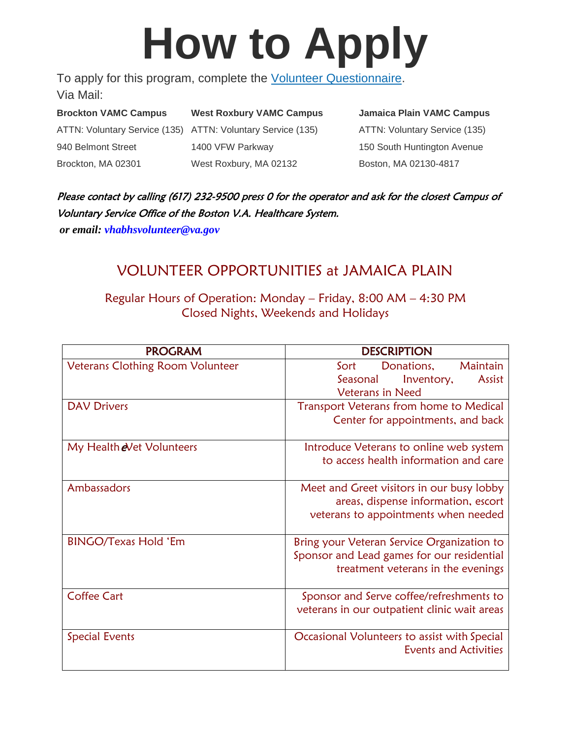# How to Apply

To apply for this program, complete the [Volunteer Questionnaire].

Via Mail:

**Brockton VAMC Campus**
ATTN: Voluntary Service (135)
940 Belmont Street
Brockton, MA 02301

**West Roxbury VAMC Campus**
ATTN: Voluntary Service (135)
1400 VFW Parkway
West Roxbury, MA 02132

**Jamaica Plain VAMC Campus**
ATTN: Voluntary Service (135)
150 South Huntington Avenue
Boston, MA 02130-4817

*Please contact by calling (617) 232-9500 press 0 for the operator and ask for the closest Campus of Voluntary Service Office of the Boston V.A. Healthcare System.*

***or email: vhabhsvolunteer@va.gov***

## VOLUNTEER OPPORTUNITIES at JAMAICA PLAIN

Regular Hours of Operation: Monday – Friday, 8:00 AM – 4:30 PM
Closed Nights, Weekends and Holidays

| PROGRAM | DESCRIPTION |
|---|---|
| Veterans Clothing Room Volunteer | Sort Donations, Maintain Seasonal Inventory, Assist Veterans in Need |
| DAV Drivers | Transport Veterans from home to Medical Center for appointments, and back |
| My HealtheVet Volunteers | Introduce Veterans to online web system to access health information and care |
| Ambassadors | Meet and Greet visitors in our busy lobby areas, dispense information, escort veterans to appointments when needed |
| BINGO/Texas Hold 'Em | Bring your Veteran Service Organization to Sponsor and Lead games for our residential treatment veterans in the evenings |
| Coffee Cart | Sponsor and Serve coffee/refreshments to veterans in our outpatient clinic wait areas |
| Special Events | Occasional Volunteers to assist with Special Events and Activities |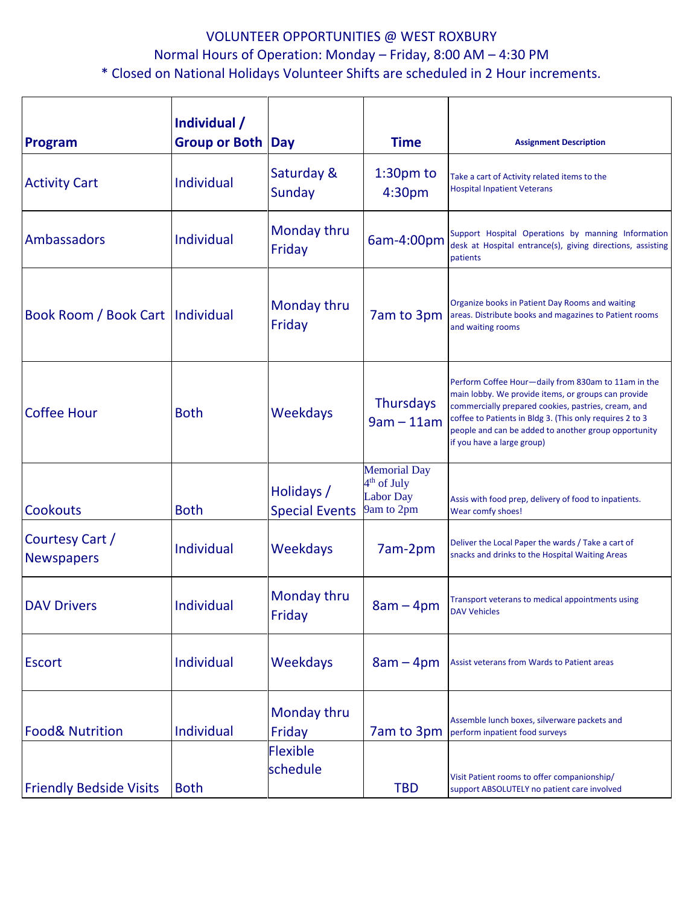VOLUNTEER OPPORTUNITIES @ WEST ROXBURY

Normal Hours of Operation: Monday – Friday, 8:00 AM – 4:30 PM

* Closed on National Holidays Volunteer Shifts are scheduled in 2 Hour increments.

| Program | Individual / Group or Both | Day | Time | Assignment Description |
|---|---|---|---|---|
| Activity Cart | Individual | Saturday & Sunday | 1:30pm to 4:30pm | Take a cart of Activity related items to the Hospital Inpatient Veterans |
| Ambassadors | Individual | Monday thru Friday | 6am-4:00pm | Support Hospital Operations by manning Information desk at Hospital entrance(s), giving directions, assisting patients |
| Book Room / Book Cart | Individual | Monday thru Friday | 7am to 3pm | Organize books in Patient Day Rooms and waiting areas. Distribute books and magazines to Patient rooms and waiting rooms |
| Coffee Hour | Both | Weekdays | Thursdays 9am – 11am | Perform Coffee Hour—daily from 830am to 11am in the main lobby. We provide items, or groups can provide commercially prepared cookies, pastries, cream, and coffee to Patients in Bldg 3. (This only requires 2 to 3 people and can be added to another group opportunity if you have a large group) |
| Cookouts | Both | Holidays / Special Events | Memorial Day 4th of July Labor Day 9am to 2pm | Assis with food prep, delivery of food to inpatients. Wear comfy shoes! |
| Courtesy Cart / Newspapers | Individual | Weekdays | 7am-2pm | Deliver the Local Paper the wards / Take a cart of snacks and drinks to the Hospital Waiting Areas |
| DAV Drivers | Individual | Monday thru Friday | 8am – 4pm | Transport veterans to medical appointments using DAV Vehicles |
| Escort | Individual | Weekdays | 8am – 4pm | Assist veterans from Wards to Patient areas |
| Food& Nutrition | Individual | Monday thru Friday | 7am to 3pm | Assemble lunch boxes, silverware packets and perform inpatient food surveys |
| Friendly Bedside Visits | Both | Flexible schedule | TBD | Visit Patient rooms to offer companionship/ support ABSOLUTELY no patient care involved |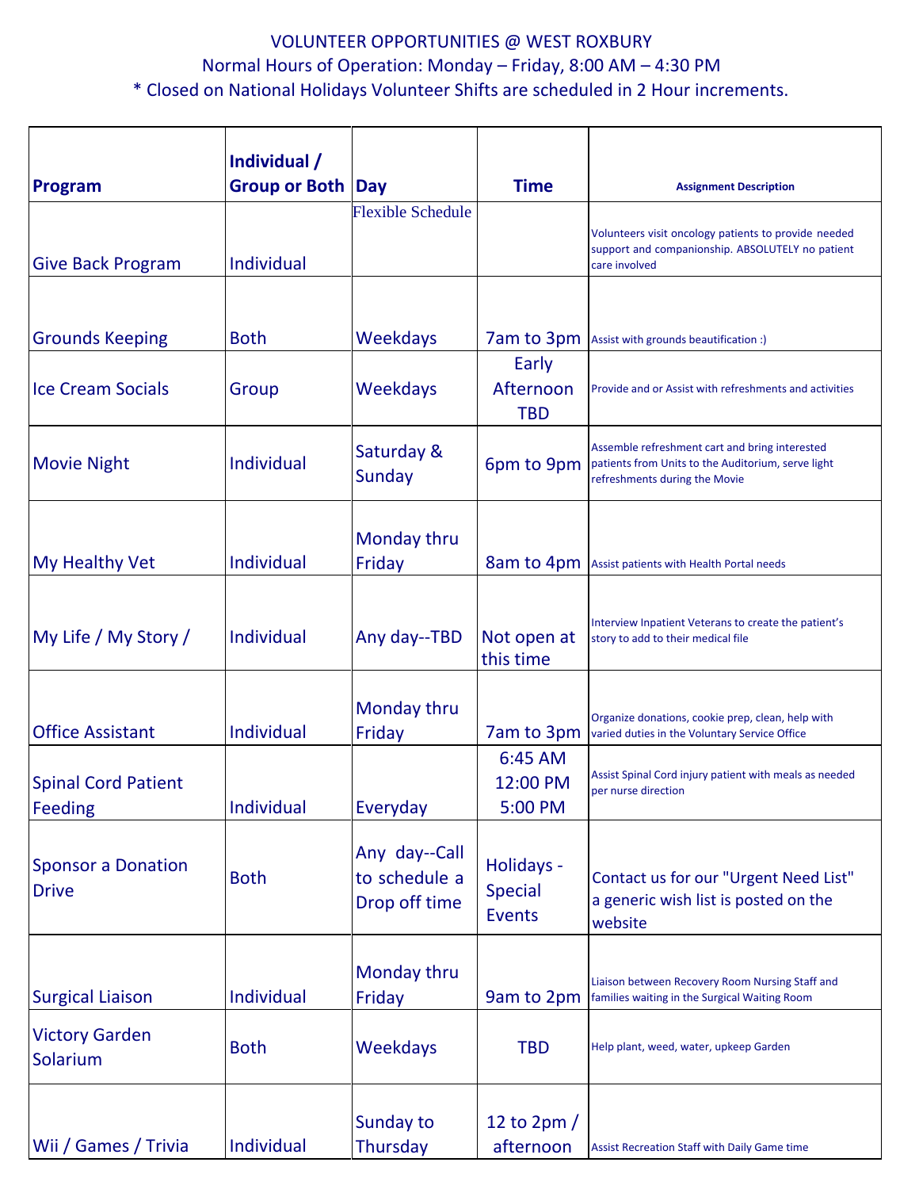VOLUNTEER OPPORTUNITIES @ WEST ROXBURY

Normal Hours of Operation: Monday – Friday, 8:00 AM – 4:30 PM

* Closed on National Holidays Volunteer Shifts are scheduled in 2 Hour increments.

| Program | Individual / Group or Both | Day | Time | Assignment Description |
|---|---|---|---|---|
| Give Back Program | Individual | Flexible Schedule | | Volunteers visit oncology patients to provide needed support and companionship. ABSOLUTELY no patient care involved |
| Grounds Keeping | Both | Weekdays | 7am to 3pm | Assist with grounds beautification :) |
| Ice Cream Socials | Group | Weekdays | Early Afternoon TBD | Provide and or Assist with refreshments and activities |
| Movie Night | Individual | Saturday & Sunday | 6pm to 9pm | Assemble refreshment cart and bring interested patients from Units to the Auditorium, serve light refreshments during the Movie |
| My Healthy Vet | Individual | Monday thru Friday | 8am to 4pm | Assist patients with Health Portal needs |
| My Life / My Story / | Individual | Any day--TBD | Not open at this time | Interview Inpatient Veterans to create the patient's story to add to their medical file |
| Office Assistant | Individual | Monday thru Friday | 7am to 3pm | Organize donations, cookie prep, clean, help with varied duties in the Voluntary Service Office |
| Spinal Cord Patient Feeding | Individual | Everyday | 6:45 AM 12:00 PM 5:00 PM | Assist Spinal Cord injury patient with meals as needed per nurse direction |
| Sponsor a Donation Drive | Both | Any day--Call to schedule a Drop off time | Holidays - Special Events | Contact us for our "Urgent Need List" a generic wish list is posted on the website |
| Surgical Liaison | Individual | Monday thru Friday | 9am to 2pm | Liaison between Recovery Room Nursing Staff and families waiting in the Surgical Waiting Room |
| Victory Garden Solarium | Both | Weekdays | TBD | Help plant, weed, water, upkeep Garden |
| Wii / Games / Trivia | Individual | Sunday to Thursday | 12 to 2pm / afternoon | Assist Recreation Staff with Daily Game time |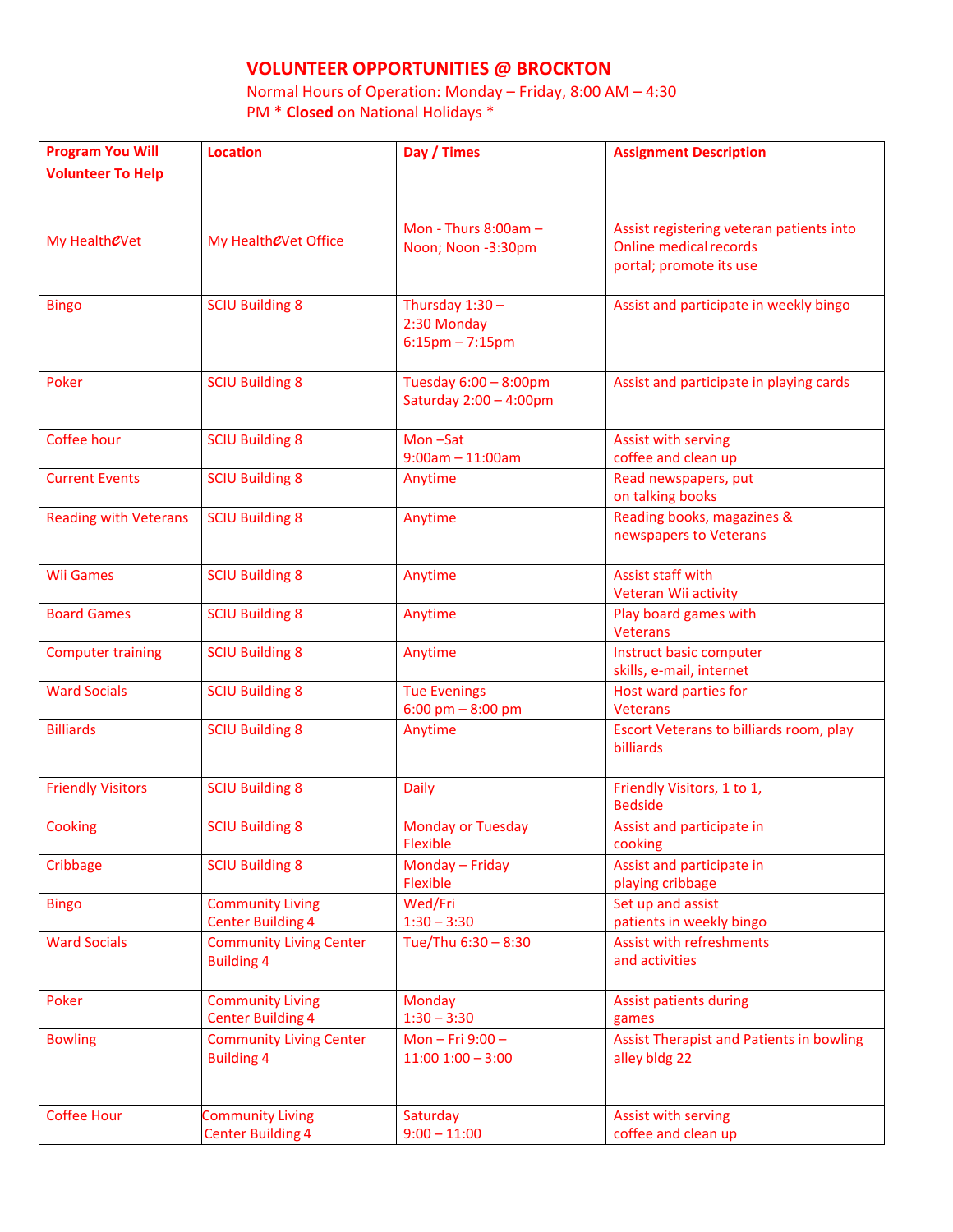# VOLUNTEER OPPORTUNITIES @ BROCKTON

Normal Hours of Operation: Monday – Friday, 8:00 AM – 4:30 PM * **Closed** on National Holidays *

| Program You Will Volunteer To Help | Location | Day / Times | Assignment Description |
|---|---|---|---|
| My HealtheVet | My HealtheVet Office | Mon - Thurs 8:00am – Noon; Noon -3:30pm | Assist registering veteran patients into Online medical records portal; promote its use |
| Bingo | SCIU Building 8 | Thursday 1:30 – 2:30 Monday 6:15pm – 7:15pm | Assist and participate in weekly bingo |
| Poker | SCIU Building 8 | Tuesday 6:00 – 8:00pm Saturday 2:00 – 4:00pm | Assist and participate in playing cards |
| Coffee hour | SCIU Building 8 | Mon –Sat 9:00am – 11:00am | Assist with serving coffee and clean up |
| Current Events | SCIU Building 8 | Anytime | Read newspapers, put on talking books |
| Reading with Veterans | SCIU Building 8 | Anytime | Reading books, magazines & newspapers to Veterans |
| Wii Games | SCIU Building 8 | Anytime | Assist staff with Veteran Wii activity |
| Board Games | SCIU Building 8 | Anytime | Play board games with Veterans |
| Computer training | SCIU Building 8 | Anytime | Instruct basic computer skills, e-mail, internet |
| Ward Socials | SCIU Building 8 | Tue Evenings 6:00 pm – 8:00 pm | Host ward parties for Veterans |
| Billiards | SCIU Building 8 | Anytime | Escort Veterans to billiards room, play billiards |
| Friendly Visitors | SCIU Building 8 | Daily | Friendly Visitors, 1 to 1, Bedside |
| Cooking | SCIU Building 8 | Monday or Tuesday Flexible | Assist and participate in cooking |
| Cribbage | SCIU Building 8 | Monday – Friday Flexible | Assist and participate in playing cribbage |
| Bingo | Community Living Center Building 4 | Wed/Fri 1:30 – 3:30 | Set up and assist patients in weekly bingo |
| Ward Socials | Community Living Center Building 4 | Tue/Thu 6:30 – 8:30 | Assist with refreshments and activities |
| Poker | Community Living Center Building 4 | Monday 1:30 – 3:30 | Assist patients during games |
| Bowling | Community Living Center Building 4 | Mon – Fri 9:00 – 11:00 1:00 – 3:00 | Assist Therapist and Patients in bowling alley bldg 22 |
| Coffee Hour | Community Living Center Building 4 | Saturday 9:00 – 11:00 | Assist with serving coffee and clean up |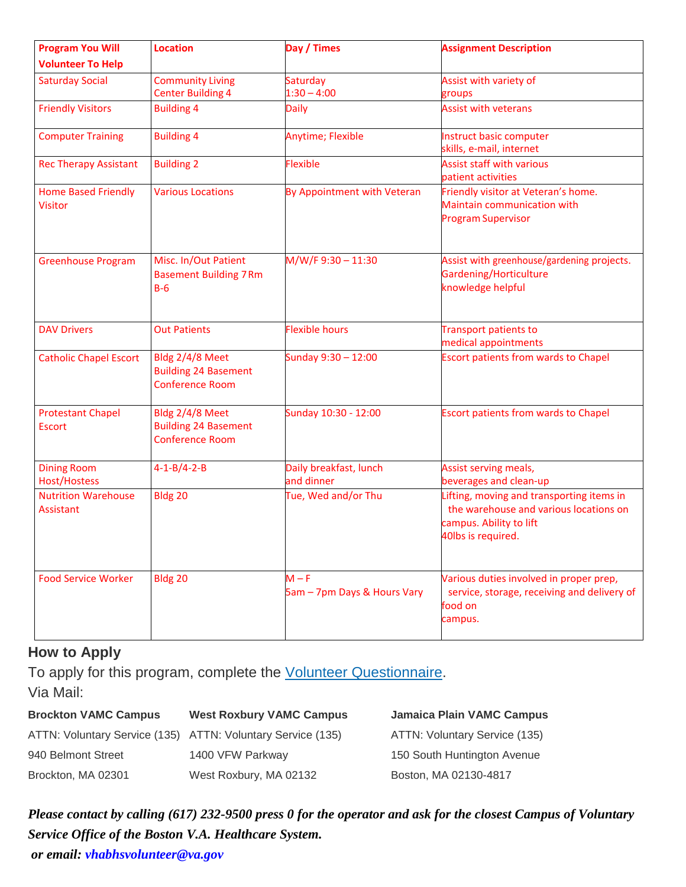| Program You Will Volunteer To Help | Location | Day / Times | Assignment Description |
|---|---|---|---|
| Saturday Social | Community Living Center Building 4 | Saturday 1:30 – 4:00 | Assist with variety of groups |
| Friendly Visitors | Building 4 | Daily | Assist with veterans |
| Computer Training | Building 4 | Anytime; Flexible | Instruct basic computer skills, e-mail, internet |
| Rec Therapy Assistant | Building 2 | Flexible | Assist staff with various patient activities |
| Home Based Friendly Visitor | Various Locations | By Appointment with Veteran | Friendly visitor at Veteran's home. Maintain communication with Program Supervisor |
| Greenhouse Program | Misc. In/Out Patient Basement Building 7 Rm B-6 | M/W/F 9:30 – 11:30 | Assist with greenhouse/gardening projects. Gardening/Horticulture knowledge helpful |
| DAV Drivers | Out Patients | Flexible hours | Transport patients to medical appointments |
| Catholic Chapel Escort | Bldg 2/4/8 Meet Building 24 Basement Conference Room | Sunday 9:30 – 12:00 | Escort patients from wards to Chapel |
| Protestant Chapel Escort | Bldg 2/4/8 Meet Building 24 Basement Conference Room | Sunday 10:30 - 12:00 | Escort patients from wards to Chapel |
| Dining Room Host/Hostess | 4-1-B/4-2-B | Daily breakfast, lunch and dinner | Assist serving meals, beverages and clean-up |
| Nutrition Warehouse Assistant | Bldg 20 | Tue, Wed and/or Thu | Lifting, moving and transporting items in the warehouse and various locations on campus. Ability to lift 40lbs is required. |
| Food Service Worker | Bldg 20 | M – F 5am – 7pm Days & Hours Vary | Various duties involved in proper prep, service, storage, receiving and delivery of food on campus. |

## How to Apply

To apply for this program, complete the Volunteer Questionnaire.

Via Mail:

**Brockton VAMC Campus**
ATTN: Voluntary Service (135)
940 Belmont Street
Brockton, MA 02301

**West Roxbury VAMC Campus**
ATTN: Voluntary Service (135)
1400 VFW Parkway
West Roxbury, MA 02132

**Jamaica Plain VAMC Campus**
ATTN: Voluntary Service (135)
150 South Huntington Avenue
Boston, MA 02130-4817

***Please contact by calling (617) 232-9500 press 0 for the operator and ask for the closest Campus of Voluntary Service Office of the Boston V.A. Healthcare System.***

***or email: vhabhsvolunteer@va.gov***